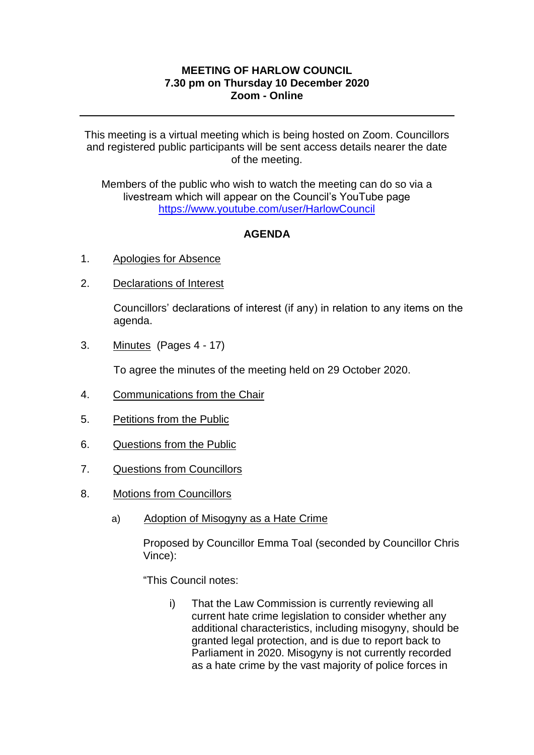**MEETING OF HARLOW COUNCIL**
**7.30 pm on Thursday 10 December 2020**
**Zoom - Online**

---

This meeting is a virtual meeting which is being hosted on Zoom. Councillors and registered public participants will be sent access details nearer the date of the meeting.

Members of the public who wish to watch the meeting can do so via a livestream which will appear on the Council's YouTube page https://www.youtube.com/user/HarlowCouncil

## AGENDA

1. Apologies for Absence

2. Declarations of Interest

   Councillors' declarations of interest (if any) in relation to any items on the agenda.

3. Minutes (Pages 4 - 17)

   To agree the minutes of the meeting held on 29 October 2020.

4. Communications from the Chair

5. Petitions from the Public

6. Questions from the Public

7. Questions from Councillors

8. Motions from Councillors

   a) Adoption of Misogyny as a Hate Crime

      Proposed by Councillor Emma Toal (seconded by Councillor Chris Vince):

      "This Council notes:

      i) That the Law Commission is currently reviewing all current hate crime legislation to consider whether any additional characteristics, including misogyny, should be granted legal protection, and is due to report back to Parliament in 2020. Misogyny is not currently recorded as a hate crime by the vast majority of police forces in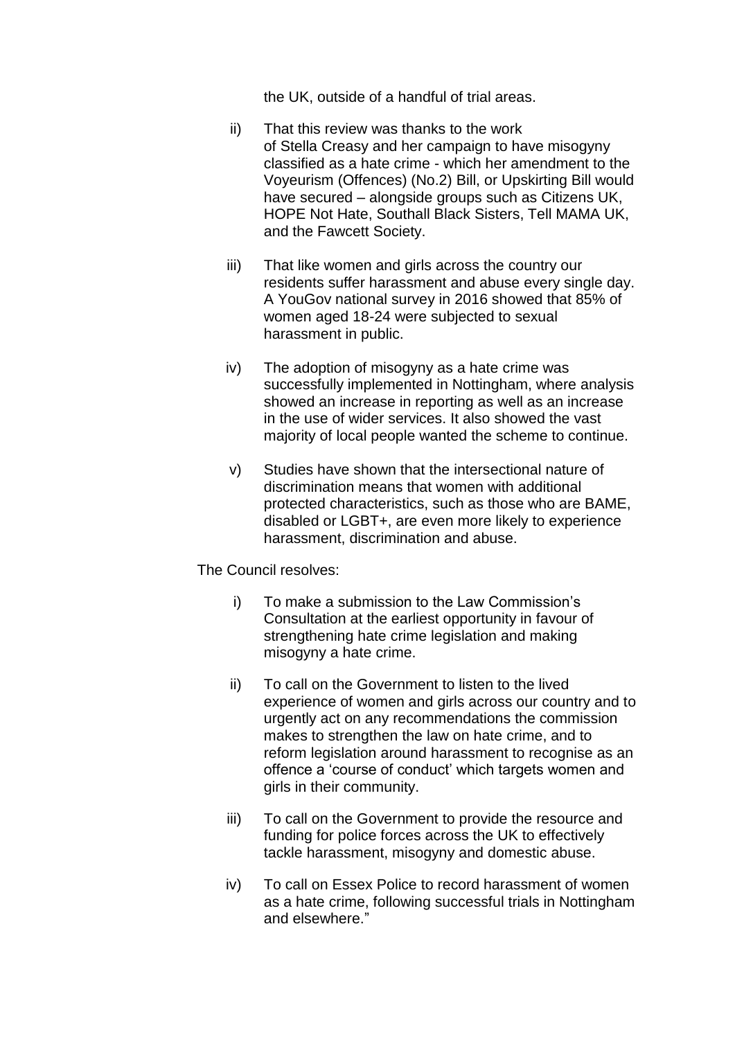the UK, outside of a handful of trial areas.

ii) That this review was thanks to the work of Stella Creasy and her campaign to have misogyny classified as a hate crime - which her amendment to the Voyeurism (Offences) (No.2) Bill, or Upskirting Bill would have secured – alongside groups such as Citizens UK, HOPE Not Hate, Southall Black Sisters, Tell MAMA UK, and the Fawcett Society.

iii) That like women and girls across the country our residents suffer harassment and abuse every single day. A YouGov national survey in 2016 showed that 85% of women aged 18-24 were subjected to sexual harassment in public.

iv) The adoption of misogyny as a hate crime was successfully implemented in Nottingham, where analysis showed an increase in reporting as well as an increase in the use of wider services. It also showed the vast majority of local people wanted the scheme to continue.

v) Studies have shown that the intersectional nature of discrimination means that women with additional protected characteristics, such as those who are BAME, disabled or LGBT+, are even more likely to experience harassment, discrimination and abuse.

The Council resolves:

i) To make a submission to the Law Commission's Consultation at the earliest opportunity in favour of strengthening hate crime legislation and making misogyny a hate crime.

ii) To call on the Government to listen to the lived experience of women and girls across our country and to urgently act on any recommendations the commission makes to strengthen the law on hate crime, and to reform legislation around harassment to recognise as an offence a 'course of conduct' which targets women and girls in their community.

iii) To call on the Government to provide the resource and funding for police forces across the UK to effectively tackle harassment, misogyny and domestic abuse.

iv) To call on Essex Police to record harassment of women as a hate crime, following successful trials in Nottingham and elsewhere."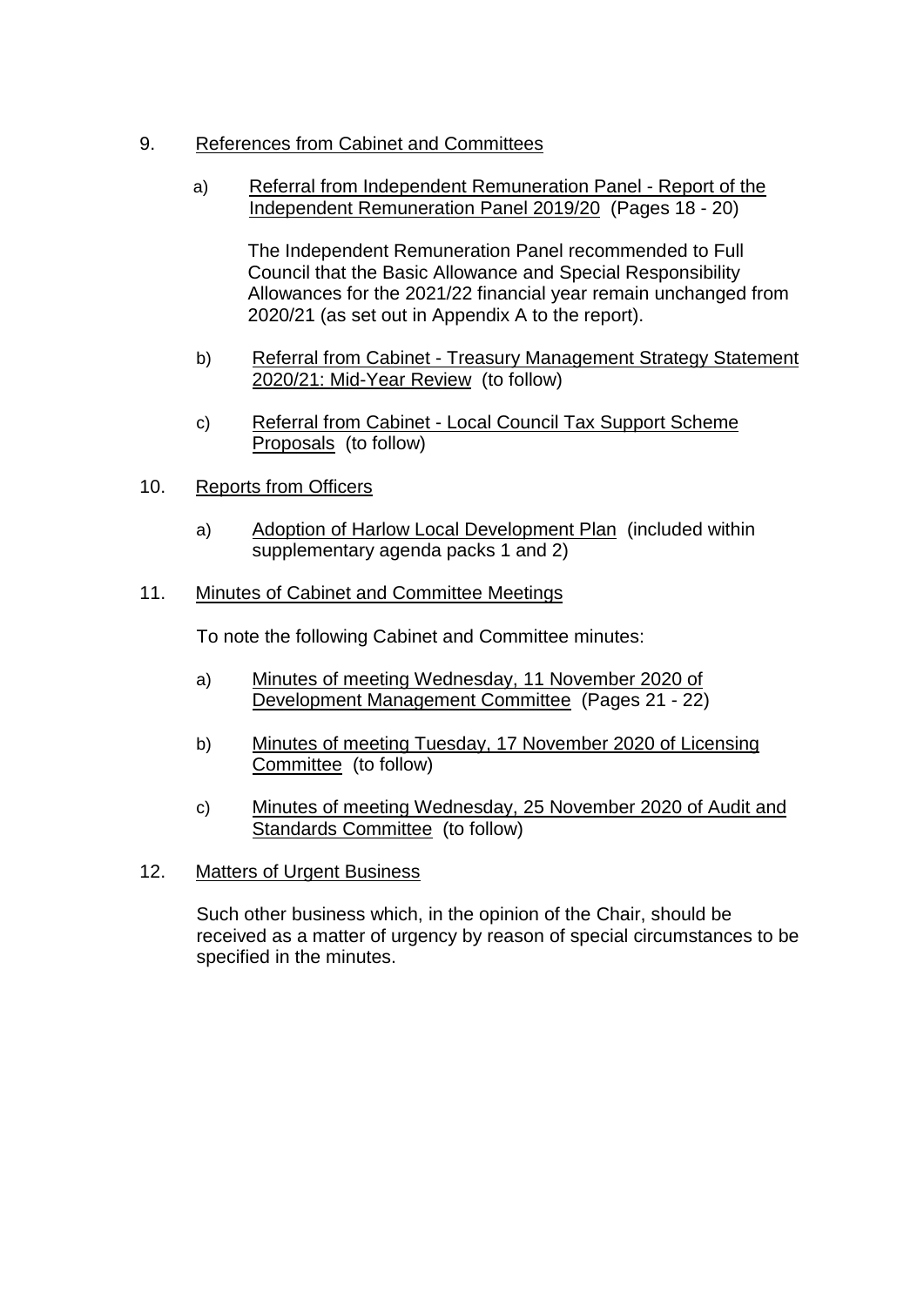9. <u>References from Cabinet and Committees</u>

   a) <u>Referral from Independent Remuneration Panel - Report of the Independent Remuneration Panel 2019/20</u> (Pages 18 - 20)

      The Independent Remuneration Panel recommended to Full Council that the Basic Allowance and Special Responsibility Allowances for the 2021/22 financial year remain unchanged from 2020/21 (as set out in Appendix A to the report).

   b) <u>Referral from Cabinet - Treasury Management Strategy Statement 2020/21: Mid-Year Review</u> (to follow)

   c) <u>Referral from Cabinet - Local Council Tax Support Scheme Proposals</u> (to follow)

10. <u>Reports from Officers</u>

    a) <u>Adoption of Harlow Local Development Plan</u> (included within supplementary agenda packs 1 and 2)

11. <u>Minutes of Cabinet and Committee Meetings</u>

    To note the following Cabinet and Committee minutes:

    a) <u>Minutes of meeting Wednesday, 11 November 2020 of Development Management Committee</u> (Pages 21 - 22)

    b) <u>Minutes of meeting Tuesday, 17 November 2020 of Licensing Committee</u> (to follow)

    c) <u>Minutes of meeting Wednesday, 25 November 2020 of Audit and Standards Committee</u> (to follow)

12. <u>Matters of Urgent Business</u>

    Such other business which, in the opinion of the Chair, should be received as a matter of urgency by reason of special circumstances to be specified in the minutes.